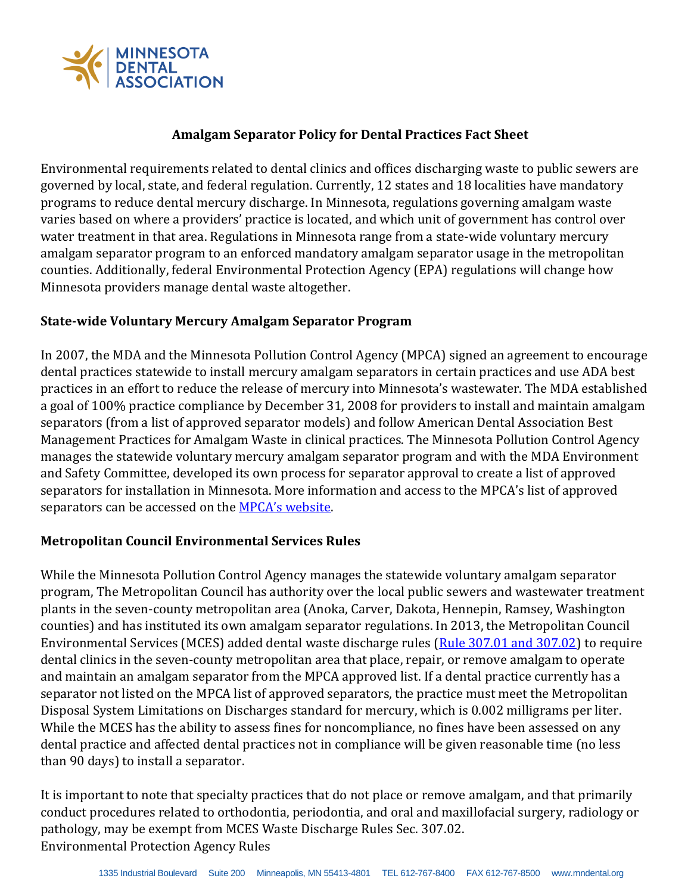**Amalgam Separator Policy for Dental Practices Fact Sheet**

Environmental requirements related to dental clinics and offices discharging waste to public sewers are governed by local, state, and federal regulation. Currently, 12 states and 18 localities have mandatory programs to reduce dental mercury discharge. In Minnesota, regulations governing amalgam waste varies based on where a providers' practice is located, and which unit of government has control over water treatment in that area. Regulations in Minnesota range from a state-wide voluntary mercury amalgam separator program to an enforced mandatory amalgam separator usage in the metropolitan counties. Additionally, federal Environmental Protection Agency (EPA) regulations will change how Minnesota providers manage dental waste altogether.

**State-wide Voluntary Mercury Amalgam Separator Program**

In 2007, the MDA and the Minnesota Pollution Control Agency (MPCA) signed an agreement to encourage dental practices statewide to install mercury amalgam separators in certain practices and use ADA best practices in an effort to reduce the release of mercury into Minnesota's wastewater. The MDA established a goal of 100% practice compliance by December 31, 2008 for providers to install and maintain amalgam separators (from a list of approved separator models) and follow American Dental Association Best Management Practices for Amalgam Waste in clinical practices. The Minnesota Pollution Control Agency manages the statewide voluntary mercury amalgam separator program and with the MDA Environment and Safety Committee, developed its own process for separator approval to create a list of approved separators for installation in Minnesota. More information and access to the MPCA's list of approved separators can be accessed on the MPCA's website.

**Metropolitan Council Environmental Services Rules**

While the Minnesota Pollution Control Agency manages the statewide voluntary amalgam separator program, The Metropolitan Council has authority over the local public sewers and wastewater treatment plants in the seven-county metropolitan area (Anoka, Carver, Dakota, Hennepin, Ramsey, Washington counties) and has instituted its own amalgam separator regulations. In 2013, the Metropolitan Council Environmental Services (MCES) added dental waste discharge rules (Rule 307.01 and 307.02) to require dental clinics in the seven-county metropolitan area that place, repair, or remove amalgam to operate and maintain an amalgam separator from the MPCA approved list. If a dental practice currently has a separator not listed on the MPCA list of approved separators, the practice must meet the Metropolitan Disposal System Limitations on Discharges standard for mercury, which is 0.002 milligrams per liter. While the MCES has the ability to assess fines for noncompliance, no fines have been assessed on any dental practice and affected dental practices not in compliance will be given reasonable time (no less than 90 days) to install a separator.

It is important to note that specialty practices that do not place or remove amalgam, and that primarily conduct procedures related to orthodontia, periodontia, and oral and maxillofacial surgery, radiology or pathology, may be exempt from MCES Waste Discharge Rules Sec. 307.02.

Environmental Protection Agency Rules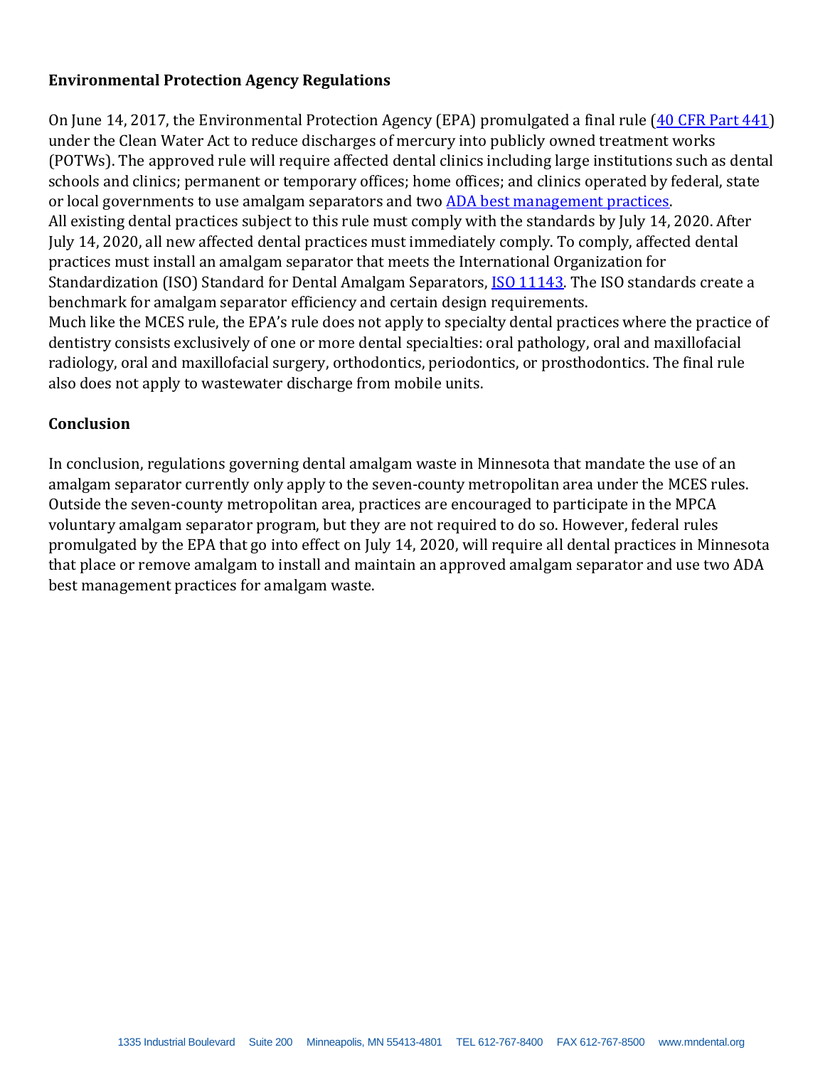## Environmental Protection Agency Regulations

On June 14, 2017, the Environmental Protection Agency (EPA) promulgated a final rule (40 CFR Part 441) under the Clean Water Act to reduce discharges of mercury into publicly owned treatment works (POTWs). The approved rule will require affected dental clinics including large institutions such as dental schools and clinics; permanent or temporary offices; home offices; and clinics operated by federal, state or local governments to use amalgam separators and two ADA best management practices.

All existing dental practices subject to this rule must comply with the standards by July 14, 2020. After July 14, 2020, all new affected dental practices must immediately comply. To comply, affected dental practices must install an amalgam separator that meets the International Organization for Standardization (ISO) Standard for Dental Amalgam Separators, ISO 11143. The ISO standards create a benchmark for amalgam separator efficiency and certain design requirements.

Much like the MCES rule, the EPA's rule does not apply to specialty dental practices where the practice of dentistry consists exclusively of one or more dental specialties: oral pathology, oral and maxillofacial radiology, oral and maxillofacial surgery, orthodontics, periodontics, or prosthodontics. The final rule also does not apply to wastewater discharge from mobile units.

## Conclusion

In conclusion, regulations governing dental amalgam waste in Minnesota that mandate the use of an amalgam separator currently only apply to the seven-county metropolitan area under the MCES rules. Outside the seven-county metropolitan area, practices are encouraged to participate in the MPCA voluntary amalgam separator program, but they are not required to do so. However, federal rules promulgated by the EPA that go into effect on July 14, 2020, will require all dental practices in Minnesota that place or remove amalgam to install and maintain an approved amalgam separator and use two ADA best management practices for amalgam waste.